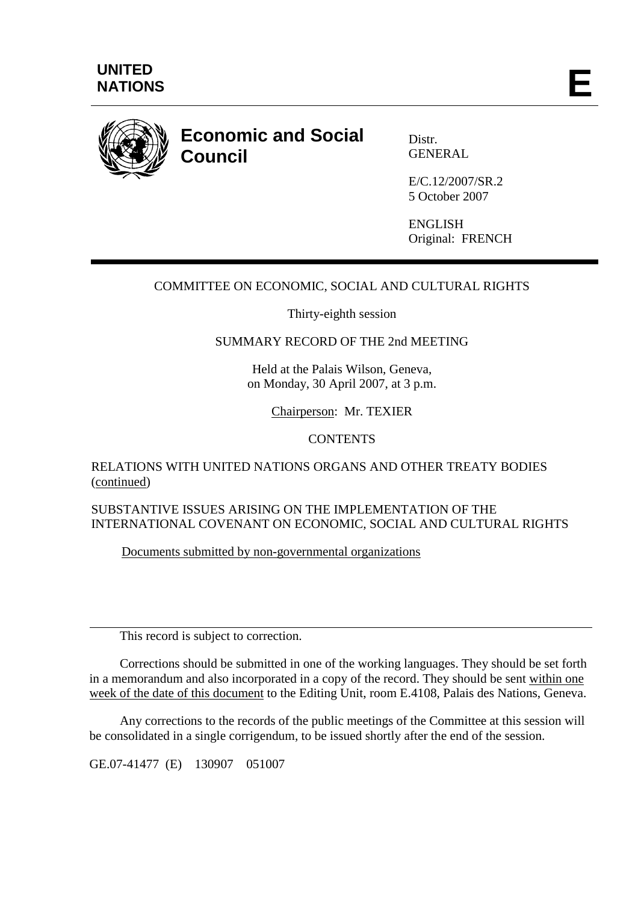**UNITED NATIONS** **E**

# Economic and Social Council

Distr.
GENERAL

E/C.12/2007/SR.2
5 October 2007

ENGLISH
Original: FRENCH

COMMITTEE ON ECONOMIC, SOCIAL AND CULTURAL RIGHTS

Thirty-eighth session

SUMMARY RECORD OF THE 2nd MEETING

Held at the Palais Wilson, Geneva,
on Monday, 30 April 2007, at 3 p.m.

Chairperson: Mr. TEXIER

CONTENTS

RELATIONS WITH UNITED NATIONS ORGANS AND OTHER TREATY BODIES (continued)

SUBSTANTIVE ISSUES ARISING ON THE IMPLEMENTATION OF THE INTERNATIONAL COVENANT ON ECONOMIC, SOCIAL AND CULTURAL RIGHTS

Documents submitted by non-governmental organizations

---

This record is subject to correction.

Corrections should be submitted in one of the working languages. They should be set forth in a memorandum and also incorporated in a copy of the record. They should be sent within one week of the date of this document to the Editing Unit, room E.4108, Palais des Nations, Geneva.

Any corrections to the records of the public meetings of the Committee at this session will be consolidated in a single corrigendum, to be issued shortly after the end of the session.

GE.07-41477 (E) 130907 051007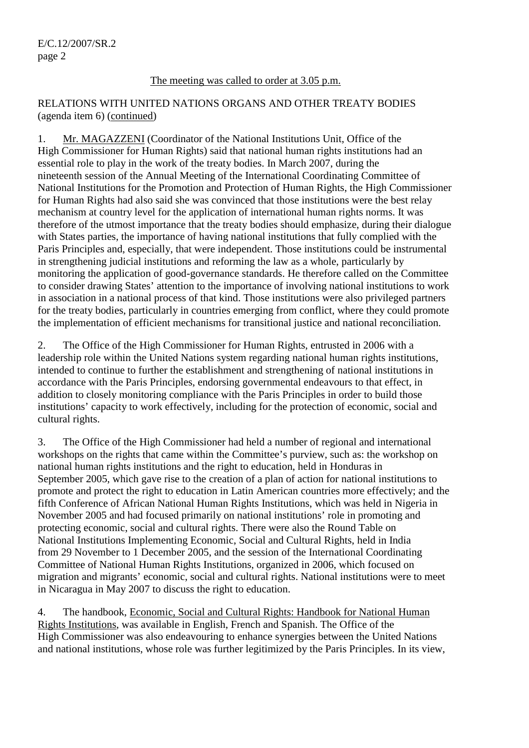The meeting was called to order at 3.05 p.m.

RELATIONS WITH UNITED NATIONS ORGANS AND OTHER TREATY BODIES (agenda item 6) (continued)

1. Mr. MAGAZZENI (Coordinator of the National Institutions Unit, Office of the High Commissioner for Human Rights) said that national human rights institutions had an essential role to play in the work of the treaty bodies. In March 2007, during the nineteenth session of the Annual Meeting of the International Coordinating Committee of National Institutions for the Promotion and Protection of Human Rights, the High Commissioner for Human Rights had also said she was convinced that those institutions were the best relay mechanism at country level for the application of international human rights norms. It was therefore of the utmost importance that the treaty bodies should emphasize, during their dialogue with States parties, the importance of having national institutions that fully complied with the Paris Principles and, especially, that were independent. Those institutions could be instrumental in strengthening judicial institutions and reforming the law as a whole, particularly by monitoring the application of good-governance standards. He therefore called on the Committee to consider drawing States' attention to the importance of involving national institutions to work in association in a national process of that kind. Those institutions were also privileged partners for the treaty bodies, particularly in countries emerging from conflict, where they could promote the implementation of efficient mechanisms for transitional justice and national reconciliation.

2. The Office of the High Commissioner for Human Rights, entrusted in 2006 with a leadership role within the United Nations system regarding national human rights institutions, intended to continue to further the establishment and strengthening of national institutions in accordance with the Paris Principles, endorsing governmental endeavours to that effect, in addition to closely monitoring compliance with the Paris Principles in order to build those institutions' capacity to work effectively, including for the protection of economic, social and cultural rights.

3. The Office of the High Commissioner had held a number of regional and international workshops on the rights that came within the Committee's purview, such as: the workshop on national human rights institutions and the right to education, held in Honduras in September 2005, which gave rise to the creation of a plan of action for national institutions to promote and protect the right to education in Latin American countries more effectively; and the fifth Conference of African National Human Rights Institutions, which was held in Nigeria in November 2005 and had focused primarily on national institutions' role in promoting and protecting economic, social and cultural rights. There were also the Round Table on National Institutions Implementing Economic, Social and Cultural Rights, held in India from 29 November to 1 December 2005, and the session of the International Coordinating Committee of National Human Rights Institutions, organized in 2006, which focused on migration and migrants' economic, social and cultural rights. National institutions were to meet in Nicaragua in May 2007 to discuss the right to education.

4. The handbook, Economic, Social and Cultural Rights: Handbook for National Human Rights Institutions, was available in English, French and Spanish. The Office of the High Commissioner was also endeavouring to enhance synergies between the United Nations and national institutions, whose role was further legitimized by the Paris Principles. In its view,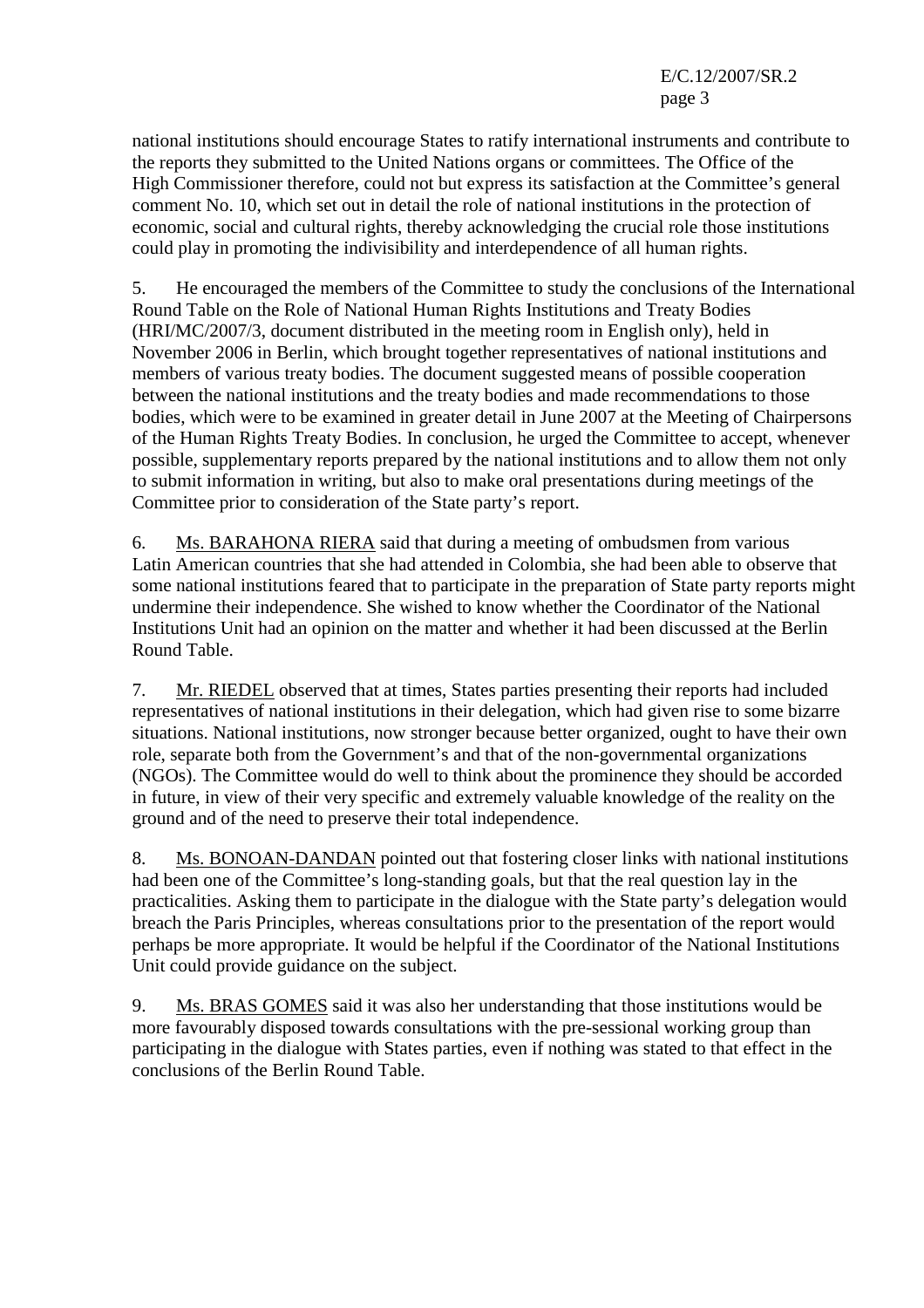national institutions should encourage States to ratify international instruments and contribute to the reports they submitted to the United Nations organs or committees. The Office of the High Commissioner therefore, could not but express its satisfaction at the Committee's general comment No. 10, which set out in detail the role of national institutions in the protection of economic, social and cultural rights, thereby acknowledging the crucial role those institutions could play in promoting the indivisibility and interdependence of all human rights.

5. He encouraged the members of the Committee to study the conclusions of the International Round Table on the Role of National Human Rights Institutions and Treaty Bodies (HRI/MC/2007/3, document distributed in the meeting room in English only), held in November 2006 in Berlin, which brought together representatives of national institutions and members of various treaty bodies. The document suggested means of possible cooperation between the national institutions and the treaty bodies and made recommendations to those bodies, which were to be examined in greater detail in June 2007 at the Meeting of Chairpersons of the Human Rights Treaty Bodies. In conclusion, he urged the Committee to accept, whenever possible, supplementary reports prepared by the national institutions and to allow them not only to submit information in writing, but also to make oral presentations during meetings of the Committee prior to consideration of the State party's report.

6. Ms. BARAHONA RIERA said that during a meeting of ombudsmen from various Latin American countries that she had attended in Colombia, she had been able to observe that some national institutions feared that to participate in the preparation of State party reports might undermine their independence. She wished to know whether the Coordinator of the National Institutions Unit had an opinion on the matter and whether it had been discussed at the Berlin Round Table.

7. Mr. RIEDEL observed that at times, States parties presenting their reports had included representatives of national institutions in their delegation, which had given rise to some bizarre situations. National institutions, now stronger because better organized, ought to have their own role, separate both from the Government's and that of the non-governmental organizations (NGOs). The Committee would do well to think about the prominence they should be accorded in future, in view of their very specific and extremely valuable knowledge of the reality on the ground and of the need to preserve their total independence.

8. Ms. BONOAN-DANDAN pointed out that fostering closer links with national institutions had been one of the Committee's long-standing goals, but that the real question lay in the practicalities. Asking them to participate in the dialogue with the State party's delegation would breach the Paris Principles, whereas consultations prior to the presentation of the report would perhaps be more appropriate. It would be helpful if the Coordinator of the National Institutions Unit could provide guidance on the subject.

9. Ms. BRAS GOMES said it was also her understanding that those institutions would be more favourably disposed towards consultations with the pre-sessional working group than participating in the dialogue with States parties, even if nothing was stated to that effect in the conclusions of the Berlin Round Table.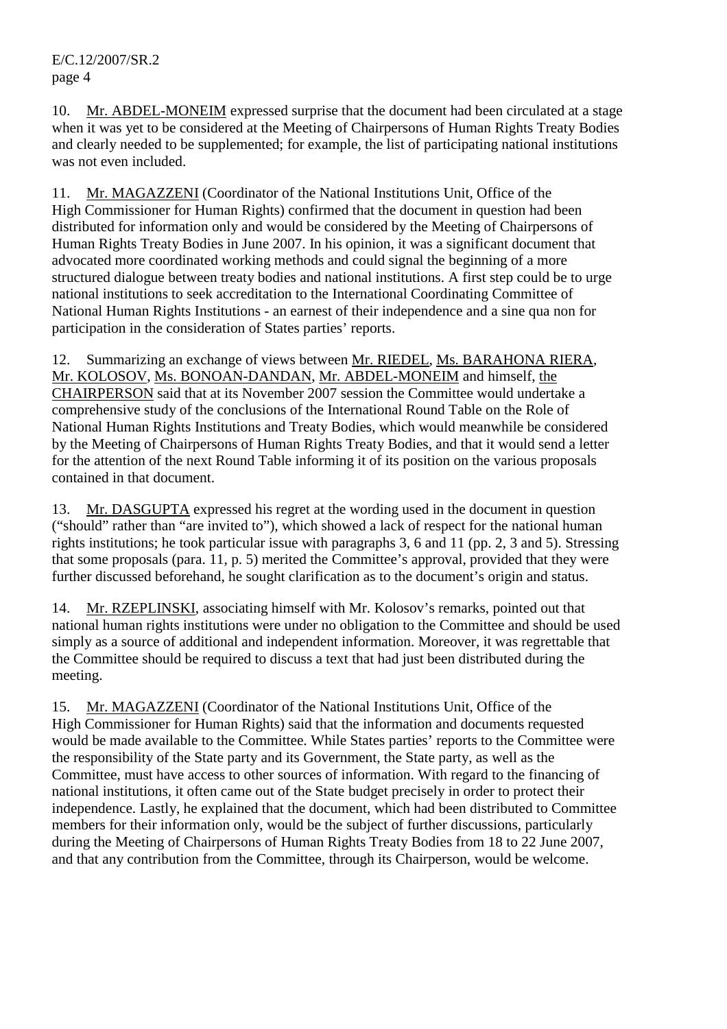10. Mr. ABDEL-MONEIM expressed surprise that the document had been circulated at a stage when it was yet to be considered at the Meeting of Chairpersons of Human Rights Treaty Bodies and clearly needed to be supplemented; for example, the list of participating national institutions was not even included.

11. Mr. MAGAZZENI (Coordinator of the National Institutions Unit, Office of the High Commissioner for Human Rights) confirmed that the document in question had been distributed for information only and would be considered by the Meeting of Chairpersons of Human Rights Treaty Bodies in June 2007. In his opinion, it was a significant document that advocated more coordinated working methods and could signal the beginning of a more structured dialogue between treaty bodies and national institutions. A first step could be to urge national institutions to seek accreditation to the International Coordinating Committee of National Human Rights Institutions - an earnest of their independence and a sine qua non for participation in the consideration of States parties' reports.

12. Summarizing an exchange of views between Mr. RIEDEL, Ms. BARAHONA RIERA, Mr. KOLOSOV, Ms. BONOAN-DANDAN, Mr. ABDEL-MONEIM and himself, the CHAIRPERSON said that at its November 2007 session the Committee would undertake a comprehensive study of the conclusions of the International Round Table on the Role of National Human Rights Institutions and Treaty Bodies, which would meanwhile be considered by the Meeting of Chairpersons of Human Rights Treaty Bodies, and that it would send a letter for the attention of the next Round Table informing it of its position on the various proposals contained in that document.

13. Mr. DASGUPTA expressed his regret at the wording used in the document in question ("should" rather than "are invited to"), which showed a lack of respect for the national human rights institutions; he took particular issue with paragraphs 3, 6 and 11 (pp. 2, 3 and 5). Stressing that some proposals (para. 11, p. 5) merited the Committee's approval, provided that they were further discussed beforehand, he sought clarification as to the document's origin and status.

14. Mr. RZEPLINSKI, associating himself with Mr. Kolosov's remarks, pointed out that national human rights institutions were under no obligation to the Committee and should be used simply as a source of additional and independent information. Moreover, it was regrettable that the Committee should be required to discuss a text that had just been distributed during the meeting.

15. Mr. MAGAZZENI (Coordinator of the National Institutions Unit, Office of the High Commissioner for Human Rights) said that the information and documents requested would be made available to the Committee. While States parties' reports to the Committee were the responsibility of the State party and its Government, the State party, as well as the Committee, must have access to other sources of information. With regard to the financing of national institutions, it often came out of the State budget precisely in order to protect their independence. Lastly, he explained that the document, which had been distributed to Committee members for their information only, would be the subject of further discussions, particularly during the Meeting of Chairpersons of Human Rights Treaty Bodies from 18 to 22 June 2007, and that any contribution from the Committee, through its Chairperson, would be welcome.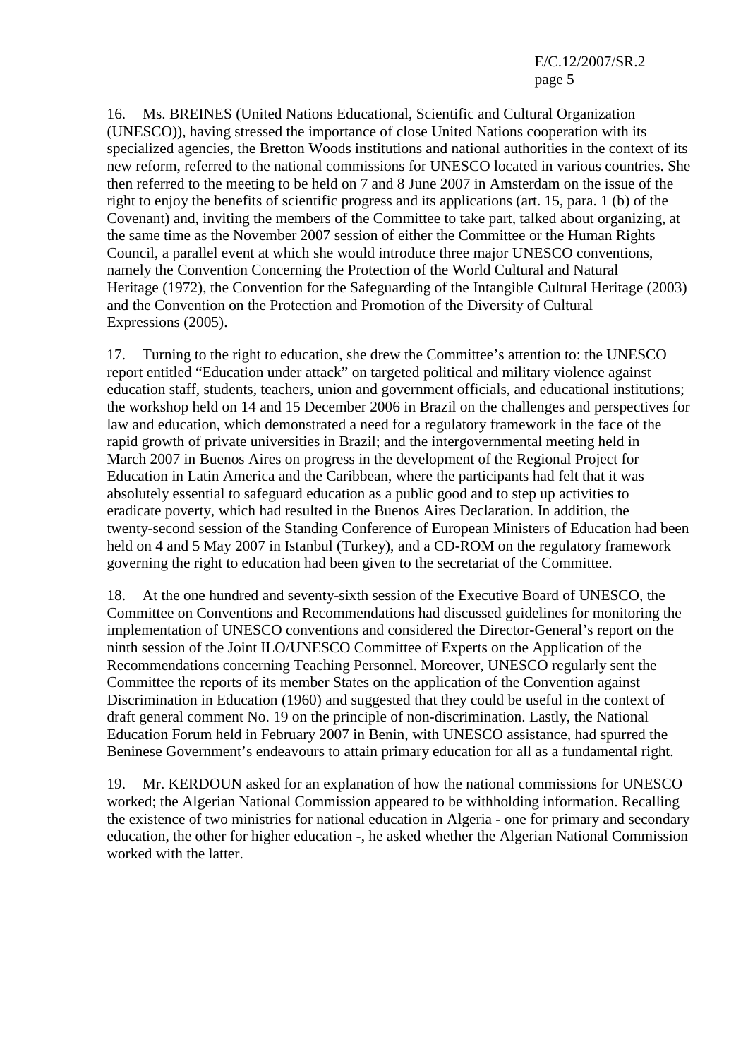16. Ms. BREINES (United Nations Educational, Scientific and Cultural Organization (UNESCO)), having stressed the importance of close United Nations cooperation with its specialized agencies, the Bretton Woods institutions and national authorities in the context of its new reform, referred to the national commissions for UNESCO located in various countries. She then referred to the meeting to be held on 7 and 8 June 2007 in Amsterdam on the issue of the right to enjoy the benefits of scientific progress and its applications (art. 15, para. 1 (b) of the Covenant) and, inviting the members of the Committee to take part, talked about organizing, at the same time as the November 2007 session of either the Committee or the Human Rights Council, a parallel event at which she would introduce three major UNESCO conventions, namely the Convention Concerning the Protection of the World Cultural and Natural Heritage (1972), the Convention for the Safeguarding of the Intangible Cultural Heritage (2003) and the Convention on the Protection and Promotion of the Diversity of Cultural Expressions (2005).

17. Turning to the right to education, she drew the Committee's attention to: the UNESCO report entitled "Education under attack" on targeted political and military violence against education staff, students, teachers, union and government officials, and educational institutions; the workshop held on 14 and 15 December 2006 in Brazil on the challenges and perspectives for law and education, which demonstrated a need for a regulatory framework in the face of the rapid growth of private universities in Brazil; and the intergovernmental meeting held in March 2007 in Buenos Aires on progress in the development of the Regional Project for Education in Latin America and the Caribbean, where the participants had felt that it was absolutely essential to safeguard education as a public good and to step up activities to eradicate poverty, which had resulted in the Buenos Aires Declaration. In addition, the twenty-second session of the Standing Conference of European Ministers of Education had been held on 4 and 5 May 2007 in Istanbul (Turkey), and a CD-ROM on the regulatory framework governing the right to education had been given to the secretariat of the Committee.

18. At the one hundred and seventy-sixth session of the Executive Board of UNESCO, the Committee on Conventions and Recommendations had discussed guidelines for monitoring the implementation of UNESCO conventions and considered the Director-General's report on the ninth session of the Joint ILO/UNESCO Committee of Experts on the Application of the Recommendations concerning Teaching Personnel. Moreover, UNESCO regularly sent the Committee the reports of its member States on the application of the Convention against Discrimination in Education (1960) and suggested that they could be useful in the context of draft general comment No. 19 on the principle of non-discrimination. Lastly, the National Education Forum held in February 2007 in Benin, with UNESCO assistance, had spurred the Beninese Government's endeavours to attain primary education for all as a fundamental right.

19. Mr. KERDOUN asked for an explanation of how the national commissions for UNESCO worked; the Algerian National Commission appeared to be withholding information. Recalling the existence of two ministries for national education in Algeria - one for primary and secondary education, the other for higher education -, he asked whether the Algerian National Commission worked with the latter.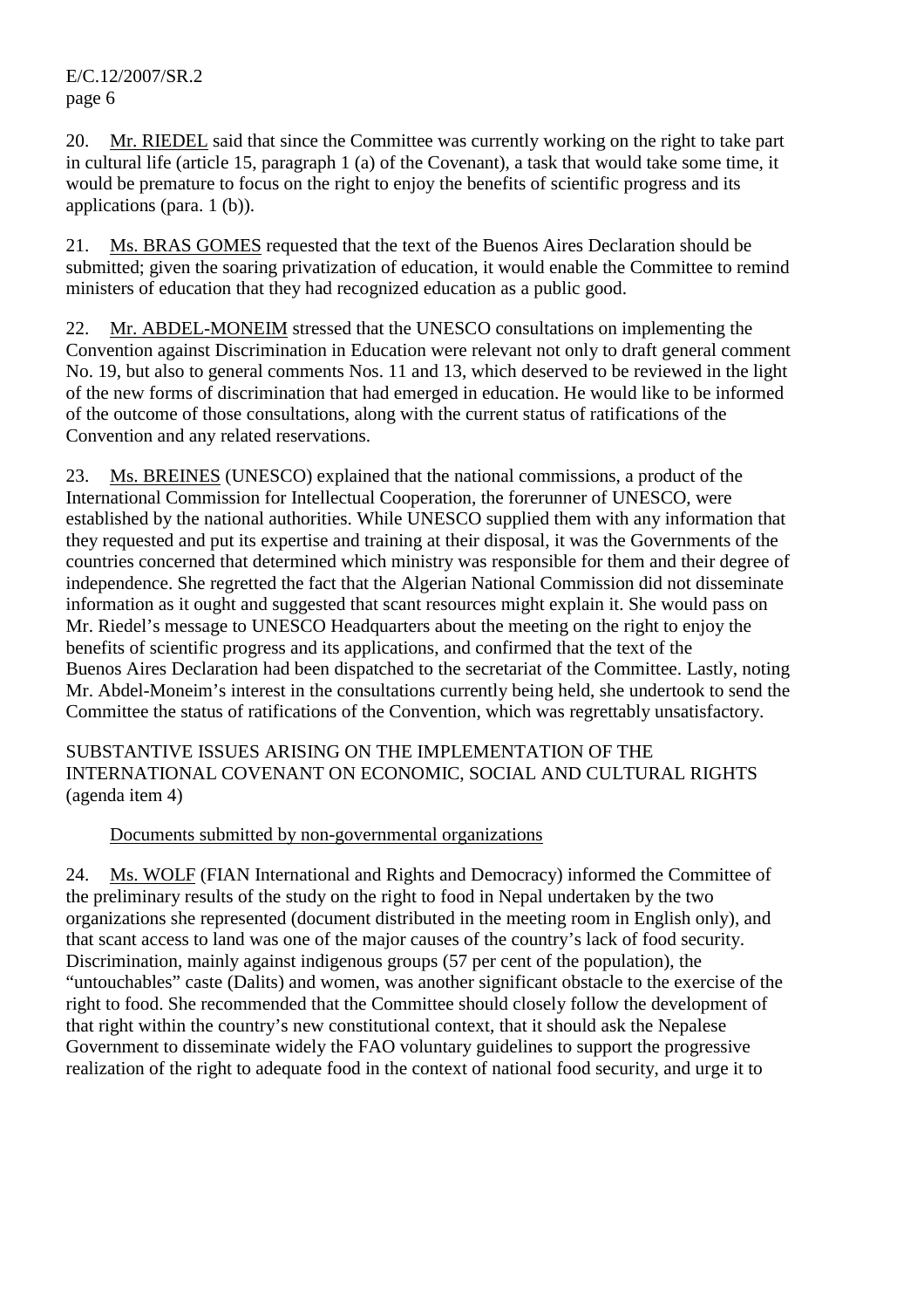20. Mr. RIEDEL said that since the Committee was currently working on the right to take part in cultural life (article 15, paragraph 1 (a) of the Covenant), a task that would take some time, it would be premature to focus on the right to enjoy the benefits of scientific progress and its applications (para. 1 (b)).

21. Ms. BRAS GOMES requested that the text of the Buenos Aires Declaration should be submitted; given the soaring privatization of education, it would enable the Committee to remind ministers of education that they had recognized education as a public good.

22. Mr. ABDEL-MONEIM stressed that the UNESCO consultations on implementing the Convention against Discrimination in Education were relevant not only to draft general comment No. 19, but also to general comments Nos. 11 and 13, which deserved to be reviewed in the light of the new forms of discrimination that had emerged in education. He would like to be informed of the outcome of those consultations, along with the current status of ratifications of the Convention and any related reservations.

23. Ms. BREINES (UNESCO) explained that the national commissions, a product of the International Commission for Intellectual Cooperation, the forerunner of UNESCO, were established by the national authorities. While UNESCO supplied them with any information that they requested and put its expertise and training at their disposal, it was the Governments of the countries concerned that determined which ministry was responsible for them and their degree of independence. She regretted the fact that the Algerian National Commission did not disseminate information as it ought and suggested that scant resources might explain it. She would pass on Mr. Riedel's message to UNESCO Headquarters about the meeting on the right to enjoy the benefits of scientific progress and its applications, and confirmed that the text of the Buenos Aires Declaration had been dispatched to the secretariat of the Committee. Lastly, noting Mr. Abdel-Moneim's interest in the consultations currently being held, she undertook to send the Committee the status of ratifications of the Convention, which was regrettably unsatisfactory.

## SUBSTANTIVE ISSUES ARISING ON THE IMPLEMENTATION OF THE INTERNATIONAL COVENANT ON ECONOMIC, SOCIAL AND CULTURAL RIGHTS (agenda item 4)

### Documents submitted by non-governmental organizations

24. Ms. WOLF (FIAN International and Rights and Democracy) informed the Committee of the preliminary results of the study on the right to food in Nepal undertaken by the two organizations she represented (document distributed in the meeting room in English only), and that scant access to land was one of the major causes of the country's lack of food security. Discrimination, mainly against indigenous groups (57 per cent of the population), the "untouchables" caste (Dalits) and women, was another significant obstacle to the exercise of the right to food. She recommended that the Committee should closely follow the development of that right within the country's new constitutional context, that it should ask the Nepalese Government to disseminate widely the FAO voluntary guidelines to support the progressive realization of the right to adequate food in the context of national food security, and urge it to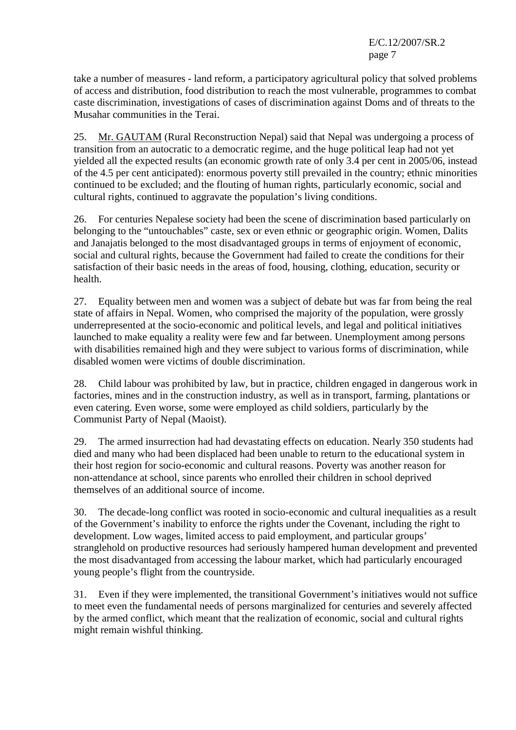take a number of measures - land reform, a participatory agricultural policy that solved problems of access and distribution, food distribution to reach the most vulnerable, programmes to combat caste discrimination, investigations of cases of discrimination against Doms and of threats to the Musahar communities in the Terai.

25. Mr. GAUTAM (Rural Reconstruction Nepal) said that Nepal was undergoing a process of transition from an autocratic to a democratic regime, and the huge political leap had not yet yielded all the expected results (an economic growth rate of only 3.4 per cent in 2005/06, instead of the 4.5 per cent anticipated): enormous poverty still prevailed in the country; ethnic minorities continued to be excluded; and the flouting of human rights, particularly economic, social and cultural rights, continued to aggravate the population's living conditions.

26. For centuries Nepalese society had been the scene of discrimination based particularly on belonging to the "untouchables" caste, sex or even ethnic or geographic origin. Women, Dalits and Janajatis belonged to the most disadvantaged groups in terms of enjoyment of economic, social and cultural rights, because the Government had failed to create the conditions for their satisfaction of their basic needs in the areas of food, housing, clothing, education, security or health.

27. Equality between men and women was a subject of debate but was far from being the real state of affairs in Nepal. Women, who comprised the majority of the population, were grossly underrepresented at the socio-economic and political levels, and legal and political initiatives launched to make equality a reality were few and far between. Unemployment among persons with disabilities remained high and they were subject to various forms of discrimination, while disabled women were victims of double discrimination.

28. Child labour was prohibited by law, but in practice, children engaged in dangerous work in factories, mines and in the construction industry, as well as in transport, farming, plantations or even catering. Even worse, some were employed as child soldiers, particularly by the Communist Party of Nepal (Maoist).

29. The armed insurrection had had devastating effects on education. Nearly 350 students had died and many who had been displaced had been unable to return to the educational system in their host region for socio-economic and cultural reasons. Poverty was another reason for non-attendance at school, since parents who enrolled their children in school deprived themselves of an additional source of income.

30. The decade-long conflict was rooted in socio-economic and cultural inequalities as a result of the Government's inability to enforce the rights under the Covenant, including the right to development. Low wages, limited access to paid employment, and particular groups' stranglehold on productive resources had seriously hampered human development and prevented the most disadvantaged from accessing the labour market, which had particularly encouraged young people's flight from the countryside.

31. Even if they were implemented, the transitional Government's initiatives would not suffice to meet even the fundamental needs of persons marginalized for centuries and severely affected by the armed conflict, which meant that the realization of economic, social and cultural rights might remain wishful thinking.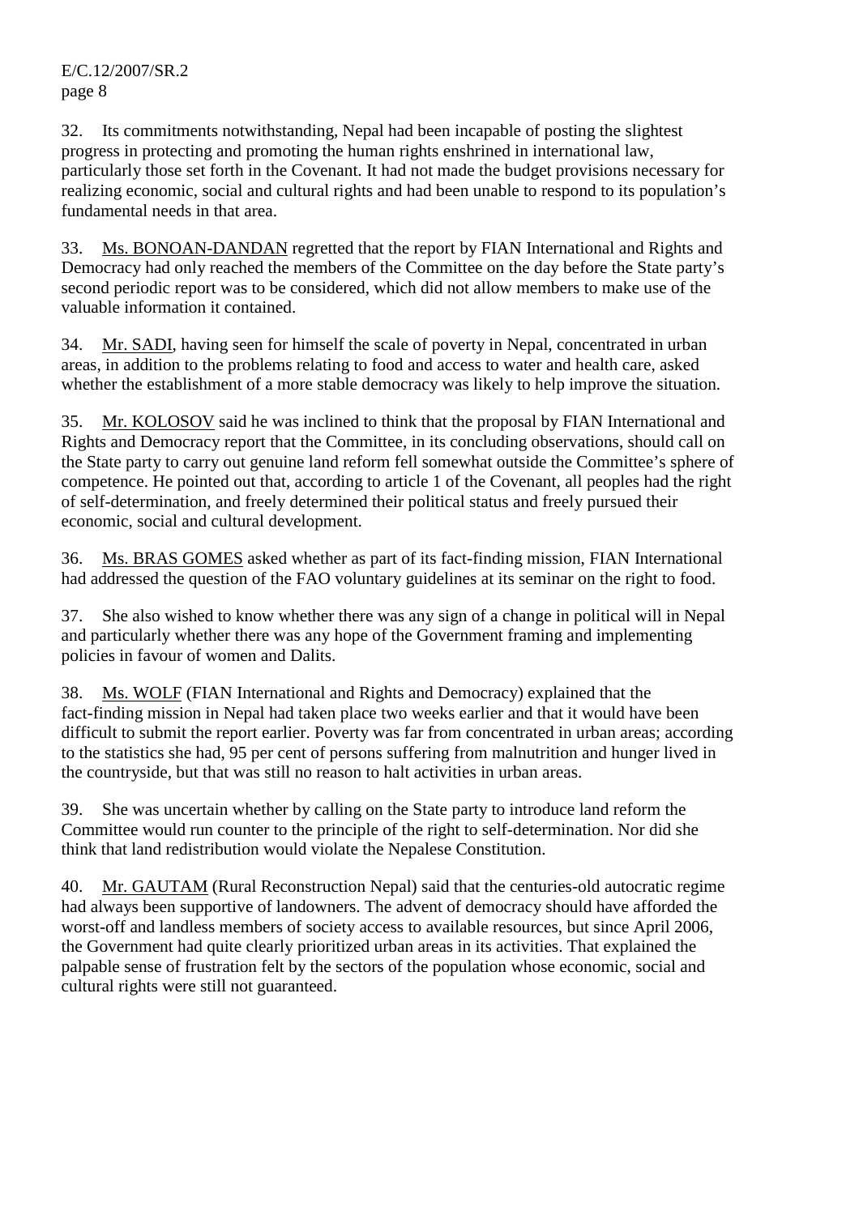32. Its commitments notwithstanding, Nepal had been incapable of posting the slightest progress in protecting and promoting the human rights enshrined in international law, particularly those set forth in the Covenant. It had not made the budget provisions necessary for realizing economic, social and cultural rights and had been unable to respond to its population's fundamental needs in that area.

33. Ms. BONOAN-DANDAN regretted that the report by FIAN International and Rights and Democracy had only reached the members of the Committee on the day before the State party's second periodic report was to be considered, which did not allow members to make use of the valuable information it contained.

34. Mr. SADI, having seen for himself the scale of poverty in Nepal, concentrated in urban areas, in addition to the problems relating to food and access to water and health care, asked whether the establishment of a more stable democracy was likely to help improve the situation.

35. Mr. KOLOSOV said he was inclined to think that the proposal by FIAN International and Rights and Democracy report that the Committee, in its concluding observations, should call on the State party to carry out genuine land reform fell somewhat outside the Committee's sphere of competence. He pointed out that, according to article 1 of the Covenant, all peoples had the right of self-determination, and freely determined their political status and freely pursued their economic, social and cultural development.

36. Ms. BRAS GOMES asked whether as part of its fact-finding mission, FIAN International had addressed the question of the FAO voluntary guidelines at its seminar on the right to food.

37. She also wished to know whether there was any sign of a change in political will in Nepal and particularly whether there was any hope of the Government framing and implementing policies in favour of women and Dalits.

38. Ms. WOLF (FIAN International and Rights and Democracy) explained that the fact-finding mission in Nepal had taken place two weeks earlier and that it would have been difficult to submit the report earlier. Poverty was far from concentrated in urban areas; according to the statistics she had, 95 per cent of persons suffering from malnutrition and hunger lived in the countryside, but that was still no reason to halt activities in urban areas.

39. She was uncertain whether by calling on the State party to introduce land reform the Committee would run counter to the principle of the right to self-determination. Nor did she think that land redistribution would violate the Nepalese Constitution.

40. Mr. GAUTAM (Rural Reconstruction Nepal) said that the centuries-old autocratic regime had always been supportive of landowners. The advent of democracy should have afforded the worst-off and landless members of society access to available resources, but since April 2006, the Government had quite clearly prioritized urban areas in its activities. That explained the palpable sense of frustration felt by the sectors of the population whose economic, social and cultural rights were still not guaranteed.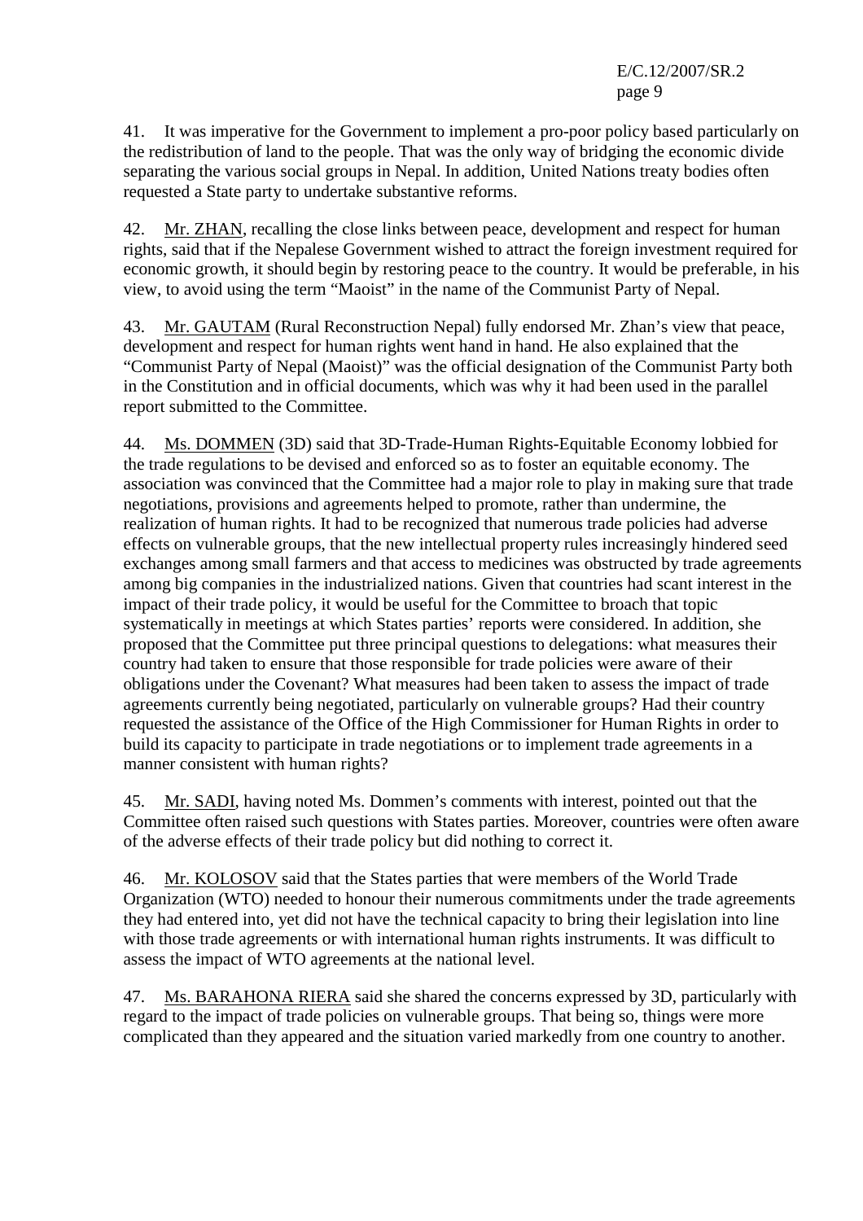41. It was imperative for the Government to implement a pro-poor policy based particularly on the redistribution of land to the people. That was the only way of bridging the economic divide separating the various social groups in Nepal. In addition, United Nations treaty bodies often requested a State party to undertake substantive reforms.

42. Mr. ZHAN, recalling the close links between peace, development and respect for human rights, said that if the Nepalese Government wished to attract the foreign investment required for economic growth, it should begin by restoring peace to the country. It would be preferable, in his view, to avoid using the term "Maoist" in the name of the Communist Party of Nepal.

43. Mr. GAUTAM (Rural Reconstruction Nepal) fully endorsed Mr. Zhan's view that peace, development and respect for human rights went hand in hand. He also explained that the "Communist Party of Nepal (Maoist)" was the official designation of the Communist Party both in the Constitution and in official documents, which was why it had been used in the parallel report submitted to the Committee.

44. Ms. DOMMEN (3D) said that 3D-Trade-Human Rights-Equitable Economy lobbied for the trade regulations to be devised and enforced so as to foster an equitable economy. The association was convinced that the Committee had a major role to play in making sure that trade negotiations, provisions and agreements helped to promote, rather than undermine, the realization of human rights. It had to be recognized that numerous trade policies had adverse effects on vulnerable groups, that the new intellectual property rules increasingly hindered seed exchanges among small farmers and that access to medicines was obstructed by trade agreements among big companies in the industrialized nations. Given that countries had scant interest in the impact of their trade policy, it would be useful for the Committee to broach that topic systematically in meetings at which States parties' reports were considered. In addition, she proposed that the Committee put three principal questions to delegations: what measures their country had taken to ensure that those responsible for trade policies were aware of their obligations under the Covenant? What measures had been taken to assess the impact of trade agreements currently being negotiated, particularly on vulnerable groups? Had their country requested the assistance of the Office of the High Commissioner for Human Rights in order to build its capacity to participate in trade negotiations or to implement trade agreements in a manner consistent with human rights?

45. Mr. SADI, having noted Ms. Dommen's comments with interest, pointed out that the Committee often raised such questions with States parties. Moreover, countries were often aware of the adverse effects of their trade policy but did nothing to correct it.

46. Mr. KOLOSOV said that the States parties that were members of the World Trade Organization (WTO) needed to honour their numerous commitments under the trade agreements they had entered into, yet did not have the technical capacity to bring their legislation into line with those trade agreements or with international human rights instruments. It was difficult to assess the impact of WTO agreements at the national level.

47. Ms. BARAHONA RIERA said she shared the concerns expressed by 3D, particularly with regard to the impact of trade policies on vulnerable groups. That being so, things were more complicated than they appeared and the situation varied markedly from one country to another.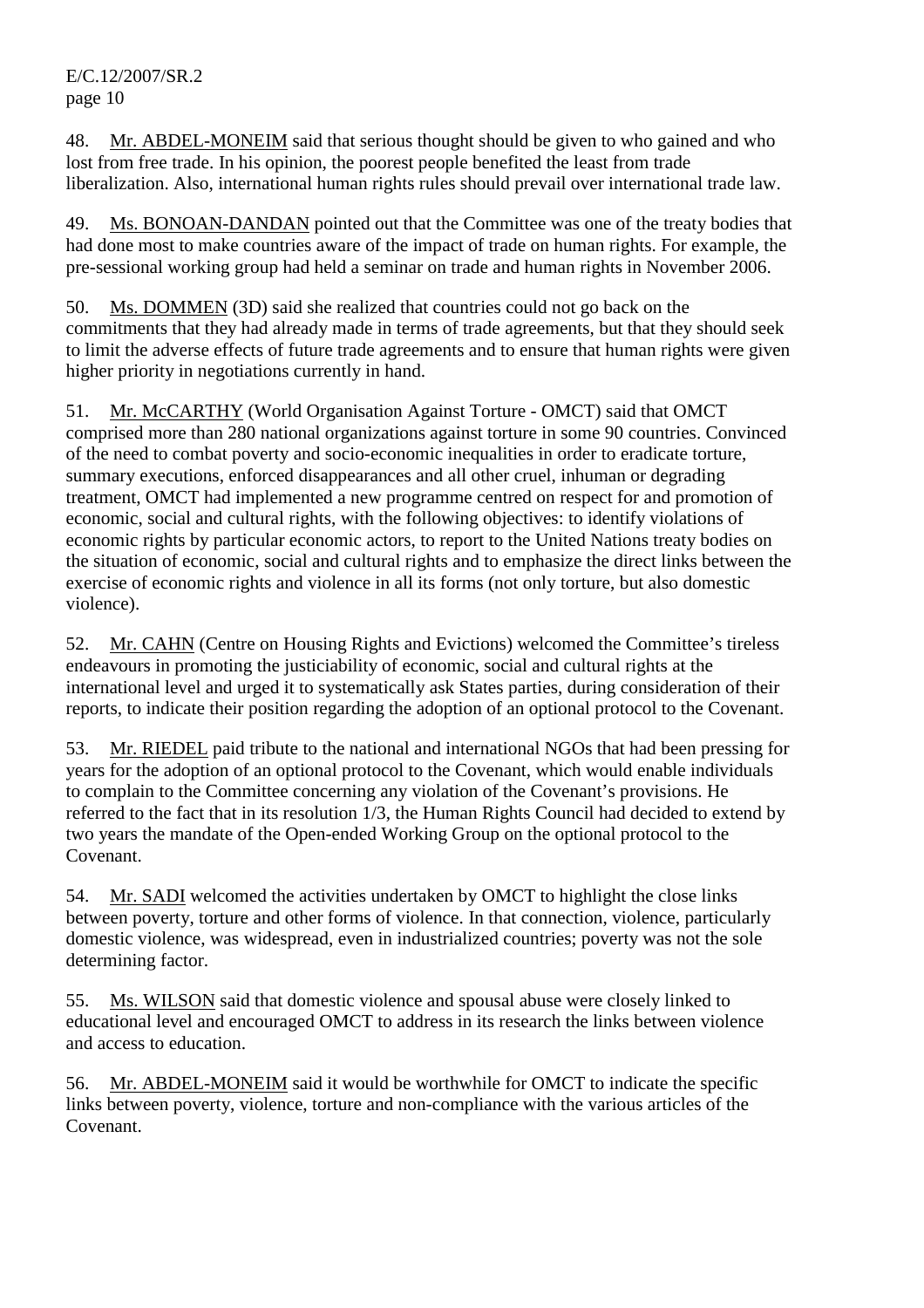48. Mr. ABDEL-MONEIM said that serious thought should be given to who gained and who lost from free trade. In his opinion, the poorest people benefited the least from trade liberalization. Also, international human rights rules should prevail over international trade law.

49. Ms. BONOAN-DANDAN pointed out that the Committee was one of the treaty bodies that had done most to make countries aware of the impact of trade on human rights. For example, the pre-sessional working group had held a seminar on trade and human rights in November 2006.

50. Ms. DOMMEN (3D) said she realized that countries could not go back on the commitments that they had already made in terms of trade agreements, but that they should seek to limit the adverse effects of future trade agreements and to ensure that human rights were given higher priority in negotiations currently in hand.

51. Mr. McCARTHY (World Organisation Against Torture - OMCT) said that OMCT comprised more than 280 national organizations against torture in some 90 countries. Convinced of the need to combat poverty and socio-economic inequalities in order to eradicate torture, summary executions, enforced disappearances and all other cruel, inhuman or degrading treatment, OMCT had implemented a new programme centred on respect for and promotion of economic, social and cultural rights, with the following objectives: to identify violations of economic rights by particular economic actors, to report to the United Nations treaty bodies on the situation of economic, social and cultural rights and to emphasize the direct links between the exercise of economic rights and violence in all its forms (not only torture, but also domestic violence).

52. Mr. CAHN (Centre on Housing Rights and Evictions) welcomed the Committee's tireless endeavours in promoting the justiciability of economic, social and cultural rights at the international level and urged it to systematically ask States parties, during consideration of their reports, to indicate their position regarding the adoption of an optional protocol to the Covenant.

53. Mr. RIEDEL paid tribute to the national and international NGOs that had been pressing for years for the adoption of an optional protocol to the Covenant, which would enable individuals to complain to the Committee concerning any violation of the Covenant's provisions. He referred to the fact that in its resolution 1/3, the Human Rights Council had decided to extend by two years the mandate of the Open-ended Working Group on the optional protocol to the Covenant.

54. Mr. SADI welcomed the activities undertaken by OMCT to highlight the close links between poverty, torture and other forms of violence. In that connection, violence, particularly domestic violence, was widespread, even in industrialized countries; poverty was not the sole determining factor.

55. Ms. WILSON said that domestic violence and spousal abuse were closely linked to educational level and encouraged OMCT to address in its research the links between violence and access to education.

56. Mr. ABDEL-MONEIM said it would be worthwhile for OMCT to indicate the specific links between poverty, violence, torture and non-compliance with the various articles of the Covenant.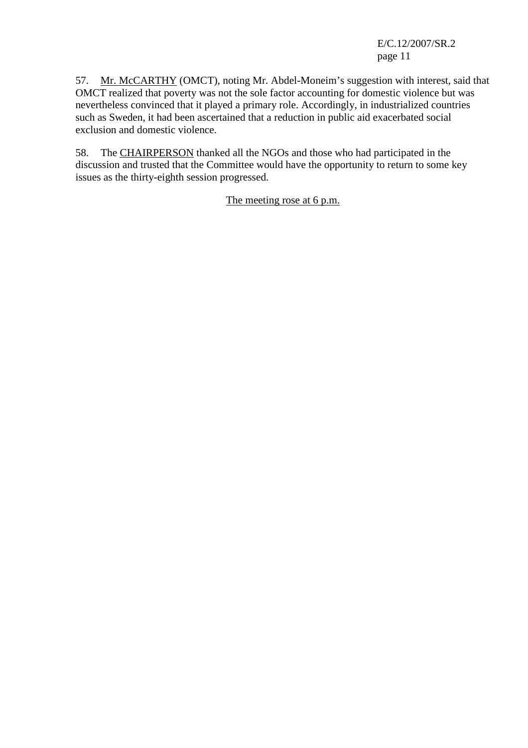57. Mr. McCARTHY (OMCT), noting Mr. Abdel-Moneim's suggestion with interest, said that OMCT realized that poverty was not the sole factor accounting for domestic violence but was nevertheless convinced that it played a primary role. Accordingly, in industrialized countries such as Sweden, it had been ascertained that a reduction in public aid exacerbated social exclusion and domestic violence.

58. The CHAIRPERSON thanked all the NGOs and those who had participated in the discussion and trusted that the Committee would have the opportunity to return to some key issues as the thirty-eighth session progressed.

The meeting rose at 6 p.m.